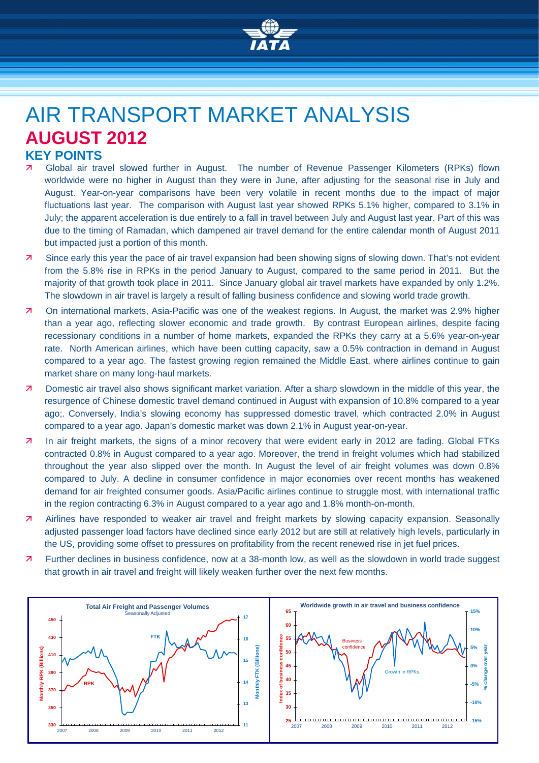# AIR TRANSPORT MARKET ANALYSIS

## AUGUST 2012

### KEY POINTS

- Global air travel slowed further in August. The number of Revenue Passenger Kilometers (RPKs) flown worldwide were no higher in August than they were in June, after adjusting for the seasonal rise in July and August. Year-on-year comparisons have been very volatile in recent months due to the impact of major fluctuations last year. The comparison with August last year showed RPKs 5.1% higher, compared to 3.1% in July; the apparent acceleration is due entirely to a fall in travel between July and August last year. Part of this was due to the timing of Ramadan, which dampened air travel demand for the entire calendar month of August 2011 but impacted just a portion of this month.
- Since early this year the pace of air travel expansion had been showing signs of slowing down. That's not evident from the 5.8% rise in RPKs in the period January to August, compared to the same period in 2011. But the majority of that growth took place in 2011. Since January global air travel markets have expanded by only 1.2%. The slowdown in air travel is largely a result of falling business confidence and slowing world trade growth.
- On international markets, Asia-Pacific was one of the weakest regions. In August, the market was 2.9% higher than a year ago, reflecting slower economic and trade growth. By contrast European airlines, despite facing recessionary conditions in a number of home markets, expanded the RPKs they carry at a 5.6% year-on-year rate. North American airlines, which have been cutting capacity, saw a 0.5% contraction in demand in August compared to a year ago. The fastest growing region remained the Middle East, where airlines continue to gain market share on many long-haul markets.
- Domestic air travel also shows significant market variation. After a sharp slowdown in the middle of this year, the resurgence of Chinese domestic travel demand continued in August with expansion of 10.8% compared to a year ago;. Conversely, India's slowing economy has suppressed domestic travel, which contracted 2.0% in August compared to a year ago. Japan's domestic market was down 2.1% in August year-on-year.
- In air freight markets, the signs of a minor recovery that were evident early in 2012 are fading. Global FTKs contracted 0.8% in August compared to a year ago. Moreover, the trend in freight volumes which had stabilized throughout the year also slipped over the month. In August the level of air freight volumes was down 0.8% compared to July. A decline in consumer confidence in major economies over recent months has weakened demand for air freighted consumer goods. Asia/Pacific airlines continue to struggle most, with international traffic in the region contracting 6.3% in August compared to a year ago and 1.8% month-on-month.
- Airlines have responded to weaker air travel and freight markets by slowing capacity expansion. Seasonally adjusted passenger load factors have declined since early 2012 but are still at relatively high levels, particularly in the US, providing some offset to pressures on profitability from the recent renewed rise in jet fuel prices.
- Further declines in business confidence, now at a 38-month low, as well as the slowdown in world trade suggest that growth in air travel and freight will likely weaken further over the next few months.

Total Air Freight and Passenger Volumes
Seasonally Adjusted

Worldwide growth in air travel and business confidence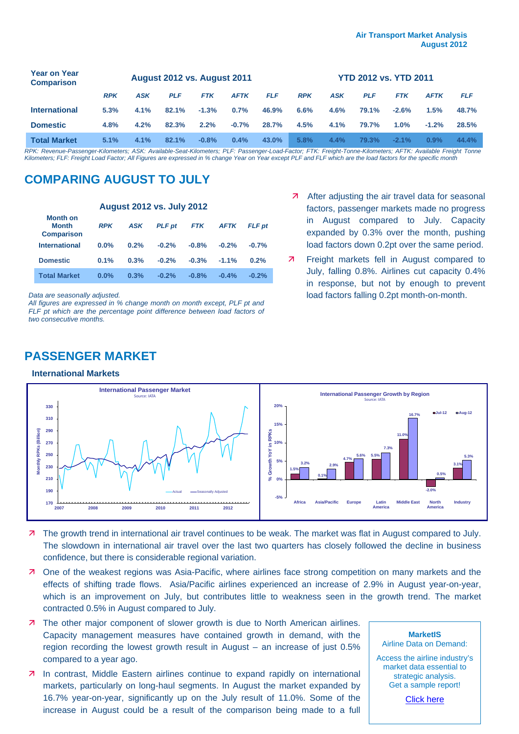| Year on Year Comparison | August 2012 vs. August 2011 | | | | | | YTD 2012 vs. YTD 2011 | | | | | |
|---|---|---|---|---|---|---|---|---|---|---|---|---|
| | *RPK* | *ASK* | *PLF* | *FTK* | *AFTK* | *FLF* | *RPK* | *ASK* | *PLF* | *FTK* | *AFTK* | *FLF* |
| **International** | 5.3% | 4.1% | 82.1% | -1.3% | 0.7% | 46.9% | 6.6% | 4.6% | 79.1% | -2.6% | 1.5% | 48.7% |
| **Domestic** | 4.8% | 4.2% | 82.3% | 2.2% | -0.7% | 28.7% | 4.5% | 4.1% | 79.7% | 1.0% | -1.2% | 28.5% |
| **Total Market** | 5.1% | 4.1% | 82.1% | -0.8% | 0.4% | 43.0% | 5.8% | 4.4% | 79.3% | -2.1% | 0.9% | 44.4% |

*RPK: Revenue-Passenger-Kilometers; ASK: Available-Seat-Kilometers; PLF: Passenger-Load-Factor; FTK: Freight-Tonne-Kilometers; AFTK: Available Freight Tonne Kilometers; FLF: Freight Load Factor; All Figures are expressed in % change Year on Year except PLF and FLF which are the load factors for the specific month*

## COMPARING AUGUST TO JULY

| Month on Month Comparison | August 2012 vs. July 2012 | | | | | |
|---|---|---|---|---|---|---|
| | *RPK* | *ASK* | *PLF pt* | *FTK* | *AFTK* | *FLF pt* |
| **International** | 0.0% | 0.2% | -0.2% | -0.8% | -0.2% | -0.7% |
| **Domestic** | 0.1% | 0.3% | -0.2% | -0.3% | -1.1% | 0.2% |
| **Total Market** | 0.0% | 0.3% | -0.2% | -0.8% | -0.4% | -0.2% |

*Data are seasonally adjusted.*
*All figures are expressed in % change month on month except, PLF pt and FLF pt which are the percentage point difference between load factors of two consecutive months.*

- After adjusting the air travel data for seasonal factors, passenger markets made no progress in August compared to July. Capacity expanded by 0.3% over the month, pushing load factors down 0.2pt over the same period.
- Freight markets fell in August compared to July, falling 0.8%. Airlines cut capacity 0.4% in response, but not by enough to prevent load factors falling 0.2pt month-on-month.

## PASSENGER MARKET

### International Markets

- The growth trend in international air travel continues to be weak. The market was flat in August compared to July. The slowdown in international air travel over the last two quarters has closely followed the decline in business confidence, but there is considerable regional variation.
- One of the weakest regions was Asia-Pacific, where airlines face strong competition on many markets and the effects of shifting trade flows. Asia/Pacific airlines experienced an increase of 2.9% in August year-on-year, which is an improvement on July, but contributes little to weakness seen in the growth trend. The market contracted 0.5% in August compared to July.
- The other major component of slower growth is due to North American airlines. Capacity management measures have contained growth in demand, with the region recording the lowest growth result in August – an increase of just 0.5% compared to a year ago.
- In contrast, Middle Eastern airlines continue to expand rapidly on international markets, particularly on long-haul segments. In August the market expanded by 16.7% year-on-year, significantly up on the July result of 11.0%. Some of the increase in August could be a result of the comparison being made to a full

**MarketIS**
Airline Data on Demand:

Access the airline industry's market data essential to strategic analysis.
Get a sample report!

Click here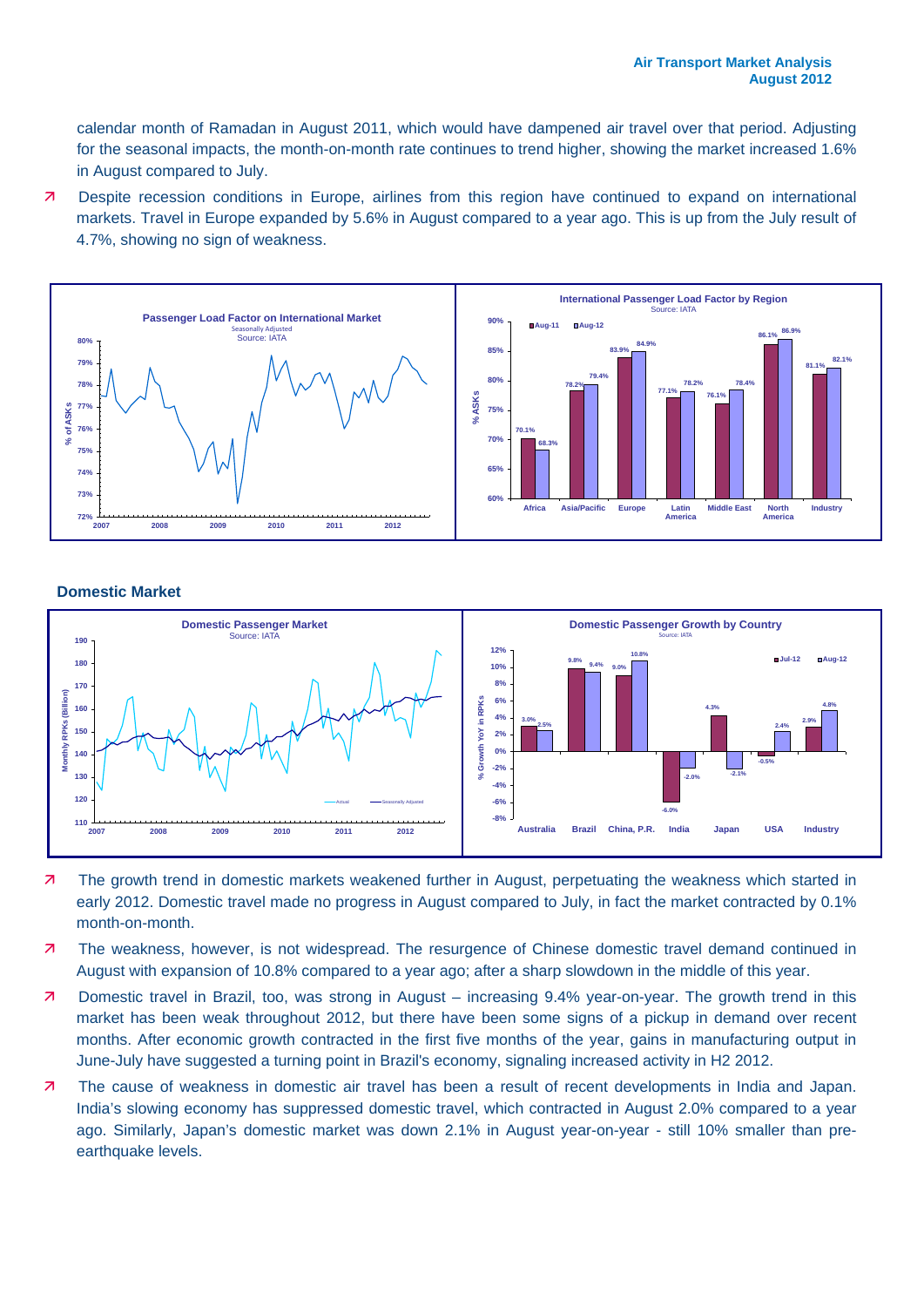calendar month of Ramadan in August 2011, which would have dampened air travel over that period. Adjusting for the seasonal impacts, the month-on-month rate continues to trend higher, showing the market increased 1.6% in August compared to July.

- Despite recession conditions in Europe, airlines from this region have continued to expand on international markets. Travel in Europe expanded by 5.6% in August compared to a year ago. This is up from the July result of 4.7%, showing no sign of weakness.

**Passenger Load Factor on International Market**
Seasonally Adjusted
Source: IATA

**International Passenger Load Factor by Region**
Source: IATA

| Region | Aug-11 | Aug-12 |
|---|---|---|
| Africa | 70.1% | 68.3% |
| Asia/Pacific | 78.2% | 79.4% |
| Europe | 83.9% | 84.9% |
| Latin America | 77.1% | 78.2% |
| Middle East | 76.1% | 78.4% |
| North America | 86.1% | 86.9% |
| Industry | 81.1% | 82.1% |

## Domestic Market

**Domestic Passenger Market**
Source: IATA

**Domestic Passenger Growth by Country**
Source: IATA

| Country | Jul-12 | Aug-12 |
|---|---|---|
| Australia | 3.0% | 2.5% |
| Brazil | 9.8% | 9.4% |
| China, P.R. | 9.0% | 10.8% |
| India | -6.0% | -2.0% |
| Japan | 4.3% | -2.1% |
| USA | -0.5% | 2.4% |
| Industry | 2.9% | 4.8% |

- The growth trend in domestic markets weakened further in August, perpetuating the weakness which started in early 2012. Domestic travel made no progress in August compared to July, in fact the market contracted by 0.1% month-on-month.
- The weakness, however, is not widespread. The resurgence of Chinese domestic travel demand continued in August with expansion of 10.8% compared to a year ago; after a sharp slowdown in the middle of this year.
- Domestic travel in Brazil, too, was strong in August – increasing 9.4% year-on-year. The growth trend in this market has been weak throughout 2012, but there have been some signs of a pickup in demand over recent months. After economic growth contracted in the first five months of the year, gains in manufacturing output in June-July have suggested a turning point in Brazil's economy, signaling increased activity in H2 2012.
- The cause of weakness in domestic air travel has been a result of recent developments in India and Japan. India's slowing economy has suppressed domestic travel, which contracted in August 2.0% compared to a year ago. Similarly, Japan's domestic market was down 2.1% in August year-on-year - still 10% smaller than pre-earthquake levels.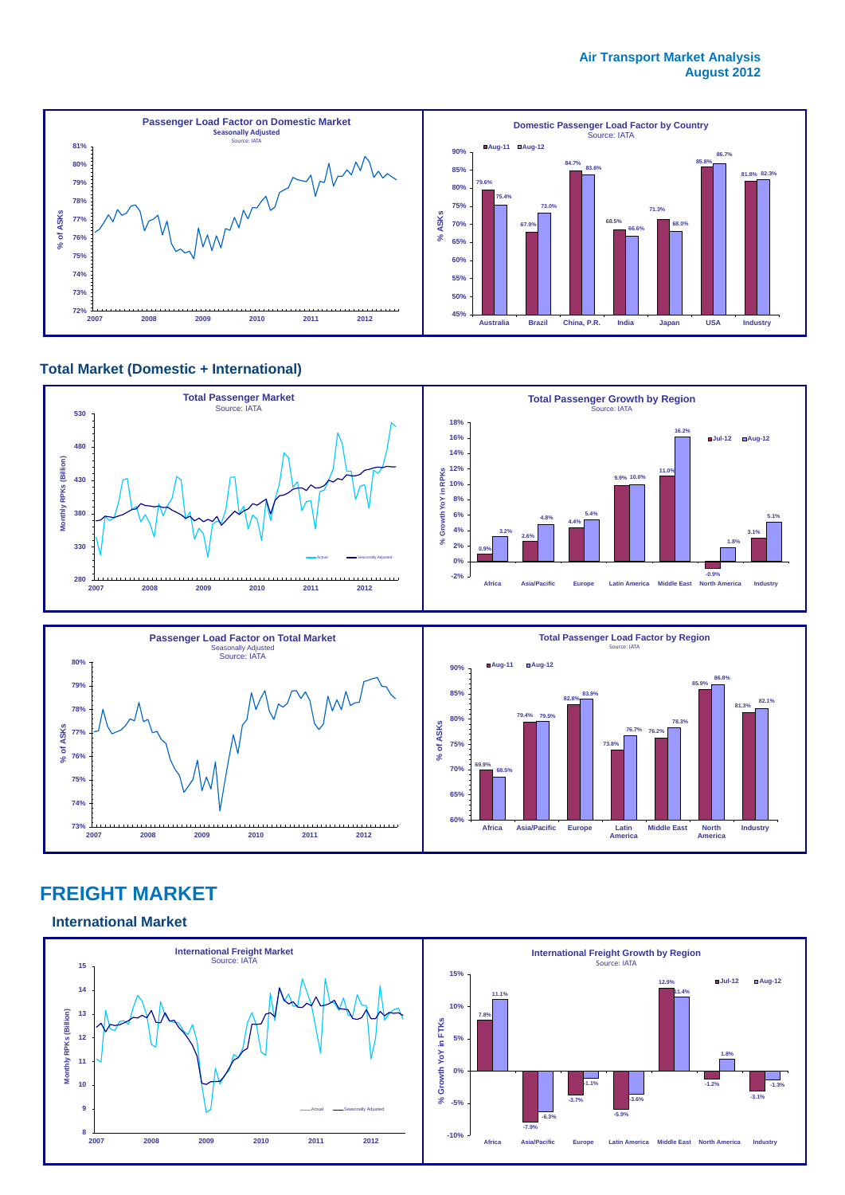## Air Transport Market Analysis
## August 2012

**Passenger Load Factor on Domestic Market**
Seasonally Adjusted
Source: IATA

**Domestic Passenger Load Factor by Country**
Source: IATA

| | Aug-11 | Aug-12 |
|---|---|---|
| Australia | 79.6% | 75.4% |
| Brazil | 67.9% | 73.0% |
| China, P.R. | 84.7% | 83.6% |
| India | 68.5% | 66.6% |
| Japan | 71.3% | 68.0% |
| USA | 85.8% | 86.7% |
| Industry | 81.8% | 82.3% |

## Total Market (Domestic + International)

**Total Passenger Market**
Source: IATA

**Total Passenger Growth by Region**
Source: IATA

| | Jul-12 | Aug-12 |
|---|---|---|
| Africa | 0.9% | 3.2% |
| Asia/Pacific | 2.6% | 4.8% |
| Europe | 4.4% | 5.4% |
| Latin America | 9.9% | 10.0% |
| Middle East | 11.0% | 16.2% |
| North America | -0.9% | 1.8% |
| Industry | 3.1% | 5.1% |

**Passenger Load Factor on Total Market**
Seasonally Adjusted
Source: IATA

**Total Passenger Load Factor by Region**
Source: IATA

| | Aug-11 | Aug-12 |
|---|---|---|
| Africa | 69.9% | 68.5% |
| Asia/Pacific | 79.4% | 79.5% |
| Europe | 82.8% | 83.9% |
| Latin America | 73.8% | 76.7% |
| Middle East | 76.2% | 78.3% |
| North America | 85.9% | 86.8% |
| Industry | 81.3% | 82.1% |

# FREIGHT MARKET

## International Market

**International Freight Market**
Source: IATA

**International Freight Growth by Region**
Source: IATA

| | Jul-12 | Aug-12 |
|---|---|---|
| Africa | 7.8% | 11.1% |
| Asia/Pacific | -7.9% | -6.3% |
| Europe | -3.7% | -1.1% |
| Latin America | -5.9% | -3.6% |
| Middle East | 12.9% | 11.4% |
| North America | -1.2% | 1.8% |
| Industry | -3.1% | -1.3% |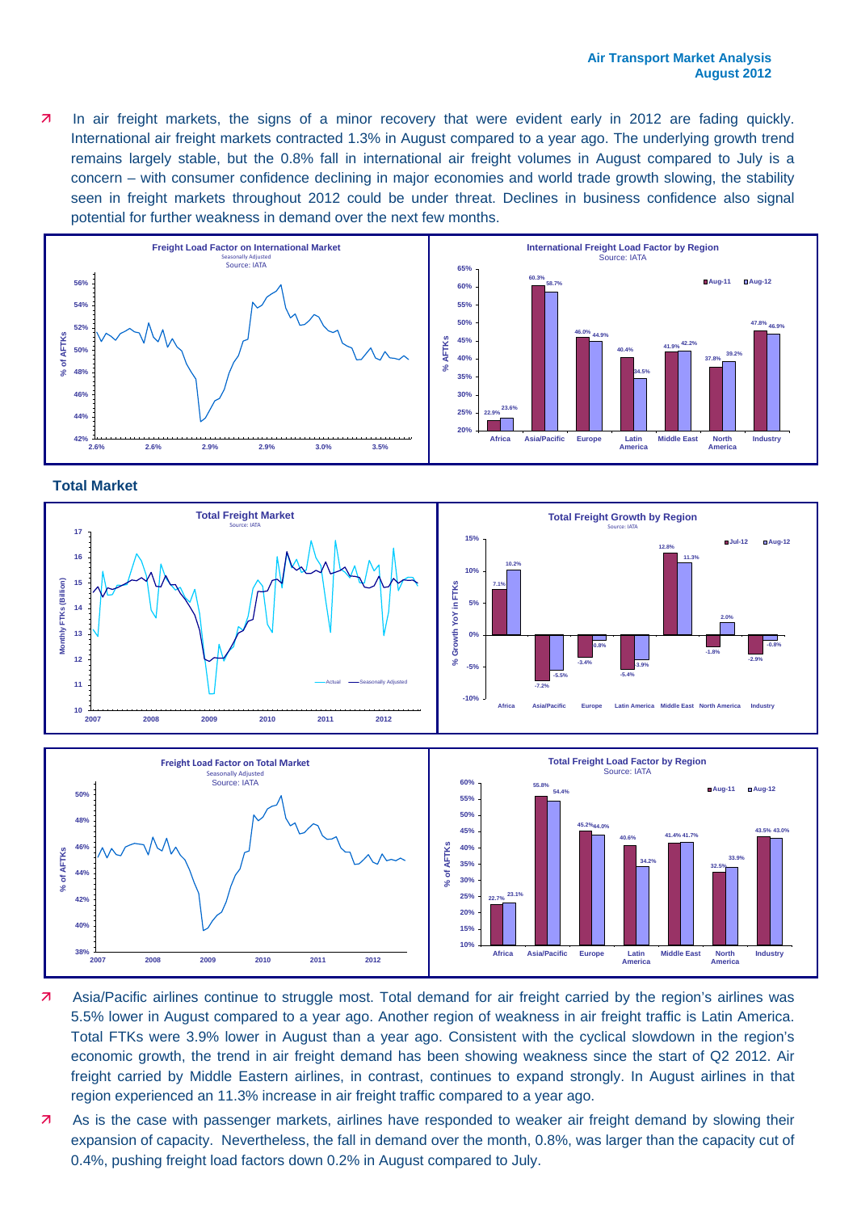- In air freight markets, the signs of a minor recovery that were evident early in 2012 are fading quickly. International air freight markets contracted 1.3% in August compared to a year ago. The underlying growth trend remains largely stable, but the 0.8% fall in international air freight volumes in August compared to July is a concern – with consumer confidence declining in major economies and world trade growth slowing, the stability seen in freight markets throughout 2012 could be under threat. Declines in business confidence also signal potential for further weakness in demand over the next few months.

**Freight Load Factor on International Market**
Seasonally Adjusted
Source: IATA

**International Freight Load Factor by Region**
Source: IATA

| Region | Aug-11 | Aug-12 |
|---|---|---|
| Africa | 22.9% | 23.6% |
| Asia/Pacific | 60.3% | 58.7% |
| Europe | 46.0% | 44.9% |
| Latin America | 40.4% | 34.5% |
| Middle East | 41.9% | 42.2% |
| North America | 37.8% | 39.2% |
| Industry | 47.8% | 46.9% |

## Total Market

**Total Freight Market**
Source: IATA

**Total Freight Growth by Region**
Source: IATA

| Region | Jul-12 | Aug-12 |
|---|---|---|
| Africa | 7.1% | 10.2% |
| Asia/Pacific | -7.2% | -5.5% |
| Europe | -3.4% | -0.8% |
| Latin America | -5.4% | -3.9% |
| Middle East | 12.8% | 11.3% |
| North America | -1.8% | 2.0% |
| Industry | -2.9% | -0.8% |

**Freight Load Factor on Total Market**
Seasonally Adjusted
Source: IATA

**Total Freight Load Factor by Region**
Source: IATA

| Region | Aug-11 | Aug-12 |
|---|---|---|
| Africa | 22.7% | 23.1% |
| Asia/Pacific | 55.8% | 54.4% |
| Europe | 45.2% | 44.0% |
| Latin America | 40.6% | 34.2% |
| Middle East | 41.4% | 41.7% |
| North America | 32.5% | 33.9% |
| Industry | 43.5% | 43.0% |

- Asia/Pacific airlines continue to struggle most. Total demand for air freight carried by the region's airlines was 5.5% lower in August compared to a year ago. Another region of weakness in air freight traffic is Latin America. Total FTKs were 3.9% lower in August than a year ago. Consistent with the cyclical slowdown in the region's economic growth, the trend in air freight demand has been showing weakness since the start of Q2 2012. Air freight carried by Middle Eastern airlines, in contrast, continues to expand strongly. In August airlines in that region experienced an 11.3% increase in air freight traffic compared to a year ago.
- As is the case with passenger markets, airlines have responded to weaker air freight demand by slowing their expansion of capacity. Nevertheless, the fall in demand over the month, 0.8%, was larger than the capacity cut of 0.4%, pushing freight load factors down 0.2% in August compared to July.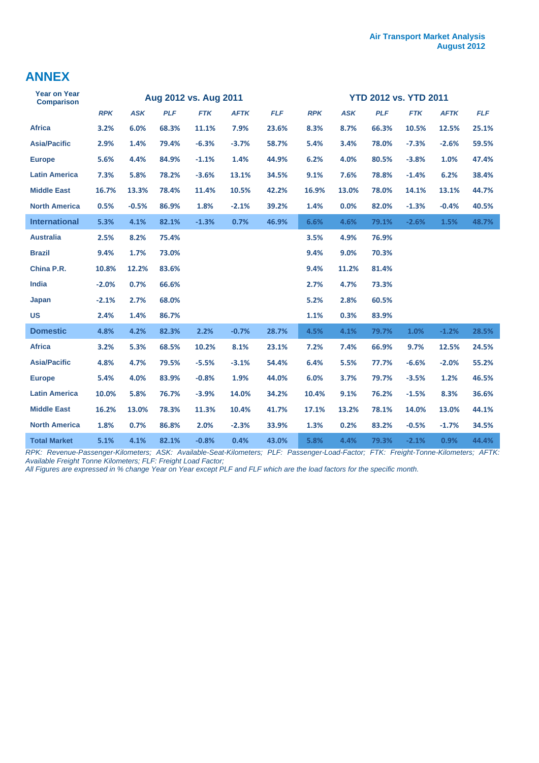## ANNEX

| Year on Year Comparison | Aug 2012 vs. Aug 2011 | | | | | | YTD 2012 vs. YTD 2011 | | | | | |
|---|---|---|---|---|---|---|---|---|---|---|---|---|
| | *RPK* | *ASK* | *PLF* | *FTK* | *AFTK* | *FLF* | *RPK* | *ASK* | *PLF* | *FTK* | *AFTK* | *FLF* |
| **Africa** | 3.2% | 6.0% | 68.3% | 11.1% | 7.9% | 23.6% | 8.3% | 8.7% | 66.3% | 10.5% | 12.5% | 25.1% |
| **Asia/Pacific** | 2.9% | 1.4% | 79.4% | -6.3% | -3.7% | 58.7% | 5.4% | 3.4% | 78.0% | -7.3% | -2.6% | 59.5% |
| **Europe** | 5.6% | 4.4% | 84.9% | -1.1% | 1.4% | 44.9% | 6.2% | 4.0% | 80.5% | -3.8% | 1.0% | 47.4% |
| **Latin America** | 7.3% | 5.8% | 78.2% | -3.6% | 13.1% | 34.5% | 9.1% | 7.6% | 78.8% | -1.4% | 6.2% | 38.4% |
| **Middle East** | 16.7% | 13.3% | 78.4% | 11.4% | 10.5% | 42.2% | 16.9% | 13.0% | 78.0% | 14.1% | 13.1% | 44.7% |
| **North America** | 0.5% | -0.5% | 86.9% | 1.8% | -2.1% | 39.2% | 1.4% | 0.0% | 82.0% | -1.3% | -0.4% | 40.5% |
| **International** | 5.3% | 4.1% | 82.1% | -1.3% | 0.7% | 46.9% | 6.6% | 4.6% | 79.1% | -2.6% | 1.5% | 48.7% |
| **Australia** | 2.5% | 8.2% | 75.4% | | | | 3.5% | 4.9% | 76.9% | | | |
| **Brazil** | 9.4% | 1.7% | 73.0% | | | | 9.4% | 9.0% | 70.3% | | | |
| **China P.R.** | 10.8% | 12.2% | 83.6% | | | | 9.4% | 11.2% | 81.4% | | | |
| **India** | -2.0% | 0.7% | 66.6% | | | | 2.7% | 4.7% | 73.3% | | | |
| **Japan** | -2.1% | 2.7% | 68.0% | | | | 5.2% | 2.8% | 60.5% | | | |
| **US** | 2.4% | 1.4% | 86.7% | | | | 1.1% | 0.3% | 83.9% | | | |
| **Domestic** | 4.8% | 4.2% | 82.3% | 2.2% | -0.7% | 28.7% | 4.5% | 4.1% | 79.7% | 1.0% | -1.2% | 28.5% |
| **Africa** | 3.2% | 5.3% | 68.5% | 10.2% | 8.1% | 23.1% | 7.2% | 7.4% | 66.9% | 9.7% | 12.5% | 24.5% |
| **Asia/Pacific** | 4.8% | 4.7% | 79.5% | -5.5% | -3.1% | 54.4% | 6.4% | 5.5% | 77.7% | -6.6% | -2.0% | 55.2% |
| **Europe** | 5.4% | 4.0% | 83.9% | -0.8% | 1.9% | 44.0% | 6.0% | 3.7% | 79.7% | -3.5% | 1.2% | 46.5% |
| **Latin America** | 10.0% | 5.8% | 76.7% | -3.9% | 14.0% | 34.2% | 10.4% | 9.1% | 76.2% | -1.5% | 8.3% | 36.6% |
| **Middle East** | 16.2% | 13.0% | 78.3% | 11.3% | 10.4% | 41.7% | 17.1% | 13.2% | 78.1% | 14.0% | 13.0% | 44.1% |
| **North America** | 1.8% | 0.7% | 86.8% | 2.0% | -2.3% | 33.9% | 1.3% | 0.2% | 83.2% | -0.5% | -1.7% | 34.5% |
| **Total Market** | 5.1% | 4.1% | 82.1% | -0.8% | 0.4% | 43.0% | 5.8% | 4.4% | 79.3% | -2.1% | 0.9% | 44.4% |

*RPK: Revenue-Passenger-Kilometers; ASK: Available-Seat-Kilometers; PLF: Passenger-Load-Factor; FTK: Freight-Tonne-Kilometers; AFTK: Available Freight Tonne Kilometers; FLF: Freight Load Factor;*
*All Figures are expressed in % change Year on Year except PLF and FLF which are the load factors for the specific month.*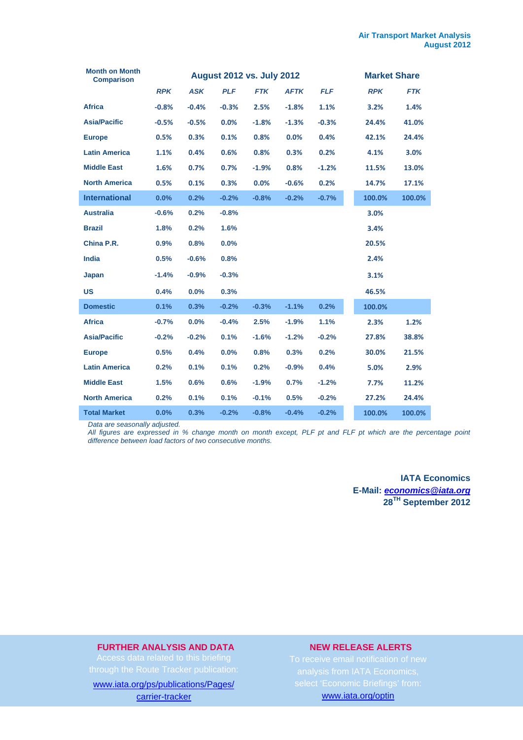| Month on Month Comparison | August 2012 vs. July 2012 | | | | | | Market Share | |
|---|---|---|---|---|---|---|---|---|
| | *RPK* | *ASK* | *PLF* | *FTK* | *AFTK* | *FLF* | *RPK* | *FTK* |
| **Africa** | -0.8% | -0.4% | -0.3% | 2.5% | -1.8% | 1.1% | 3.2% | 1.4% |
| **Asia/Pacific** | -0.5% | -0.5% | 0.0% | -1.8% | -1.3% | -0.3% | 24.4% | 41.0% |
| **Europe** | 0.5% | 0.3% | 0.1% | 0.8% | 0.0% | 0.4% | 42.1% | 24.4% |
| **Latin America** | 1.1% | 0.4% | 0.6% | 0.8% | 0.3% | 0.2% | 4.1% | 3.0% |
| **Middle East** | 1.6% | 0.7% | 0.7% | -1.9% | 0.8% | -1.2% | 11.5% | 13.0% |
| **North America** | 0.5% | 0.1% | 0.3% | 0.0% | -0.6% | 0.2% | 14.7% | 17.1% |
| **International** | 0.0% | 0.2% | -0.2% | -0.8% | -0.2% | -0.7% | 100.0% | 100.0% |
| **Australia** | -0.6% | 0.2% | -0.8% | | | | 3.0% | |
| **Brazil** | 1.8% | 0.2% | 1.6% | | | | 3.4% | |
| **China P.R.** | 0.9% | 0.8% | 0.0% | | | | 20.5% | |
| **India** | 0.5% | -0.6% | 0.8% | | | | 2.4% | |
| **Japan** | -1.4% | -0.9% | -0.3% | | | | 3.1% | |
| **US** | 0.4% | 0.0% | 0.3% | | | | 46.5% | |
| **Domestic** | 0.1% | 0.3% | -0.2% | -0.3% | -1.1% | 0.2% | 100.0% | |
| **Africa** | -0.7% | 0.0% | -0.4% | 2.5% | -1.9% | 1.1% | 2.3% | 1.2% |
| **Asia/Pacific** | -0.2% | -0.2% | 0.1% | -1.6% | -1.2% | -0.2% | 27.8% | 38.8% |
| **Europe** | 0.5% | 0.4% | 0.0% | 0.8% | 0.3% | 0.2% | 30.0% | 21.5% |
| **Latin America** | 0.2% | 0.1% | 0.1% | 0.2% | -0.9% | 0.4% | 5.0% | 2.9% |
| **Middle East** | 1.5% | 0.6% | 0.6% | -1.9% | 0.7% | -1.2% | 7.7% | 11.2% |
| **North America** | 0.2% | 0.1% | 0.1% | -0.1% | 0.5% | -0.2% | 27.2% | 24.4% |
| **Total Market** | 0.0% | 0.3% | -0.2% | -0.8% | -0.4% | -0.2% | 100.0% | 100.0% |

*Data are seasonally adjusted.*
*All figures are expressed in % change month on month except, PLF pt and FLF pt which are the percentage point difference between load factors of two consecutive months.*

**IATA Economics**
**E-Mail: *economics@iata.org***
**28TH September 2012**

**FURTHER ANALYSIS AND DATA**

Access data related to this briefing through the Route Tracker publication:
www.iata.org/ps/publications/Pages/carrier-tracker

**NEW RELEASE ALERTS**

To receive email notification of new analysis from IATA Economics, select 'Economic Briefings' from:
www.iata.org/optin